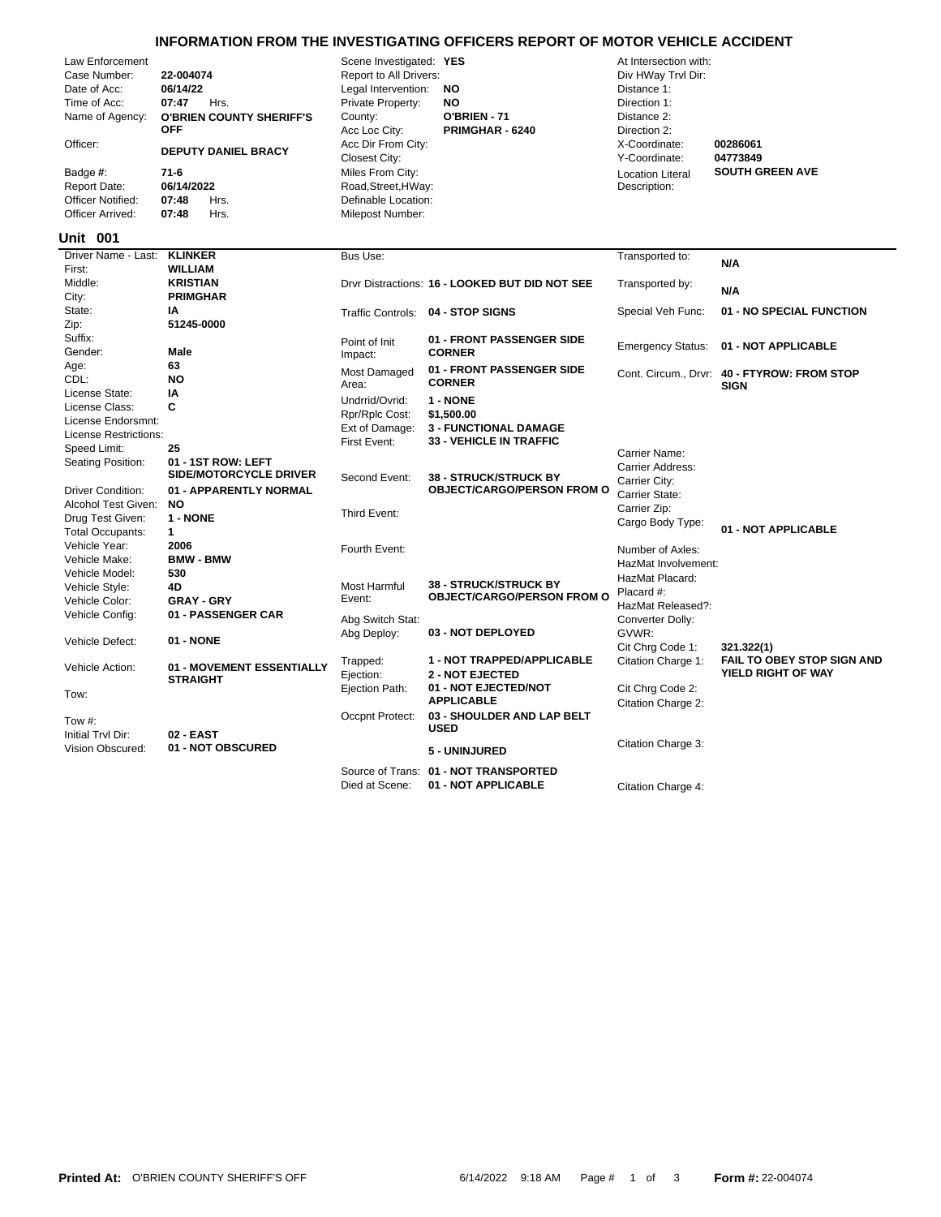# INFORMATION FROM THE INVESTIGATING OFFICERS REPORT OF MOTOR VEHICLE ACCIDENT

| Field | Value | Field | Value | Field | Value |
|---|---|---|---|---|---|
| Law Enforcement Case Number: | 22-004074 | Scene Investigated: | YES | At Intersection with: | |
| Date of Acc: | 06/14/22 | Report to All Drivers: | | Div HWay Trvl Dir: | |
| Time of Acc: | 07:47 Hrs. | Legal Intervention: | NO | Distance 1: | |
| Name of Agency: | O'BRIEN COUNTY SHERIFF'S OFF | Private Property: | NO | Direction 1: | |
| Officer: | DEPUTY DANIEL BRACY | County: | O'BRIEN - 71 | Distance 2: | |
| Badge #: | 71-6 | Acc Loc City: | PRIMGHAR - 6240 | Direction 2: | |
| Report Date: | 06/14/2022 | Acc Dir From City: | | X-Coordinate: | 00286061 |
| Officer Notified: | 07:48 Hrs. | Closest City: | | Y-Coordinate: | 04773849 |
| Officer Arrived: | 07:48 Hrs. | Miles From City: | | Location Literal Description: | SOUTH GREEN AVE |
| | | Road,Street,HWay: | | | |
| | | Definable Location: | | | |
| | | Milepost Number: | | | |

## Unit 001

| Field | Value | Field | Value | Field | Value |
|---|---|---|---|---|---|
| Driver Name - Last: | KLINKER | Bus Use: | | Transported to: | N/A |
| First: | WILLIAM | Drvr Distractions: | 16 - LOOKED BUT DID NOT SEE | Transported by: | N/A |
| Middle: | KRISTIAN | Traffic Controls: | 04 - STOP SIGNS | Special Veh Func: | 01 - NO SPECIAL FUNCTION |
| City: | PRIMGHAR | Point of Init Impact: | 01 - FRONT PASSENGER SIDE CORNER | Emergency Status: | 01 - NOT APPLICABLE |
| State: | IA | Most Damaged Area: | 01 - FRONT PASSENGER SIDE CORNER | Cont. Circum., Drvr: | 40 - FTYROW: FROM STOP SIGN |
| Zip: | 51245-0000 | Undrrid/Ovrid: | 1 - NONE | Carrier Name: | |
| Suffix: | | Rpr/Rplc Cost: | $1,500.00 | Carrier Address: | |
| Gender: | Male | Ext of Damage: | 3 - FUNCTIONAL DAMAGE | Carrier City: | |
| Age: | 63 | First Event: | 33 - VEHICLE IN TRAFFIC | Carrier State: | |
| CDL: | NO | Second Event: | 38 - STRUCK/STRUCK BY OBJECT/CARGO/PERSON FROM O | Carrier Zip: | |
| License State: | IA | Third Event: | | Cargo Body Type: | 01 - NOT APPLICABLE |
| License Class: | C | Fourth Event: | | Number of Axles: | |
| License Endorsmnt: | | Most Harmful Event: | 38 - STRUCK/STRUCK BY OBJECT/CARGO/PERSON FROM O | HazMat Involvement: | |
| License Restrictions: | | Abg Switch Stat: | | HazMat Placard: | |
| Speed Limit: | 25 | Abg Deploy: | 03 - NOT DEPLOYED | Placard #: | |
| Seating Position: | 01 - 1ST ROW: LEFT SIDE/MOTORCYCLE DRIVER | Trapped: | 1 - NOT TRAPPED/APPLICABLE | HazMat Released?: | |
| Driver Condition: | 01 - APPARENTLY NORMAL | Ejection: | 2 - NOT EJECTED | Converter Dolly: | |
| Alcohol Test Given: | NO | Ejection Path: | 01 - NOT EJECTED/NOT APPLICABLE | GVWR: | |
| Drug Test Given: | 1 - NONE | Occpnt Protect: | 03 - SHOULDER AND LAP BELT USED | Cit Chrg Code 1: | 321.322(1) |
| Total Occupants: | 1 | | 5 - UNINJURED | Citation Charge 1: | FAIL TO OBEY STOP SIGN AND YIELD RIGHT OF WAY |
| Vehicle Year: | 2006 | Source of Trans: | 01 - NOT TRANSPORTED | Cit Chrg Code 2: | |
| Vehicle Make: | BMW - BMW | Died at Scene: | 01 - NOT APPLICABLE | Citation Charge 2: | |
| Vehicle Model: | 530 | | | Citation Charge 3: | |
| Vehicle Style: | 4D | | | Citation Charge 4: | |
| Vehicle Color: | GRAY - GRY | | | | |
| Vehicle Config: | 01 - PASSENGER CAR | | | | |
| Vehicle Defect: | 01 - NONE | | | | |
| Vehicle Action: | 01 - MOVEMENT ESSENTIALLY STRAIGHT | | | | |
| Tow: | | | | | |
| Tow #: | | | | | |
| Initial Trvl Dir: | 02 - EAST | | | | |
| Vision Obscured: | 01 - NOT OBSCURED | | | | |

**Printed At:** O'BRIEN COUNTY SHERIFF'S OFF 6/14/2022 9:18 AM **Form #:** 22-004074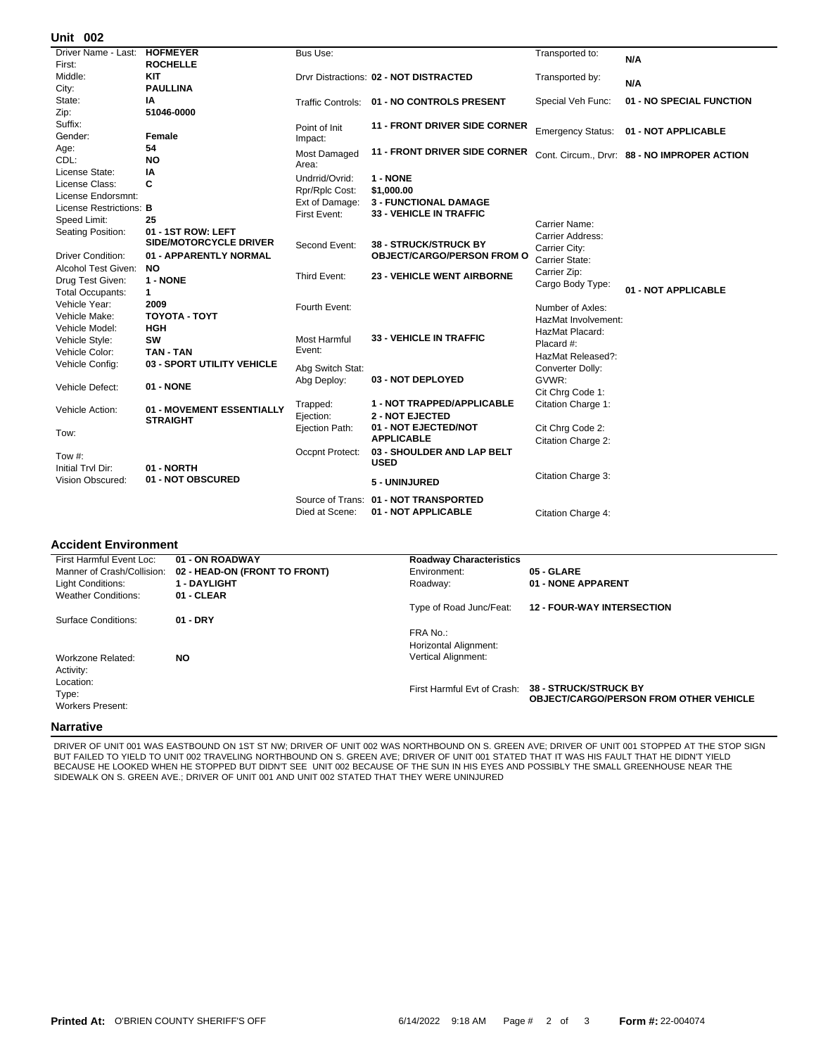## Unit 002

| Field | Value | Field | Value | Field | Value |
|---|---|---|---|---|---|
| Driver Name - Last: | HOFMEYER | Bus Use: | | Transported to: | N/A |
| First: | ROCHELLE | | | | |
| Middle: | KIT | Drvr Distractions: | 02 - NOT DISTRACTED | Transported by: | N/A |
| City: | PAULLINA | | | | |
| State: | IA | Traffic Controls: | 01 - NO CONTROLS PRESENT | Special Veh Func: | 01 - NO SPECIAL FUNCTION |
| Zip: | 51046-0000 | | | | |
| Suffix: | | Point of Init Impact: | 11 - FRONT DRIVER SIDE CORNER | Emergency Status: | 01 - NOT APPLICABLE |
| Gender: | Female | | | | |
| Age: | 54 | Most Damaged Area: | 11 - FRONT DRIVER SIDE CORNER | Cont. Circum., Drvr: | 88 - NO IMPROPER ACTION |
| CDL: | NO | | | | |
| License State: | IA | Undrrid/Ovrid: | 1 - NONE | | |
| License Class: | C | Rpr/Rplc Cost: | $1,000.00 | | |
| License Endorsmnt: | | Ext of Damage: | 3 - FUNCTIONAL DAMAGE | | |
| License Restrictions: | B | First Event: | 33 - VEHICLE IN TRAFFIC | | |
| Speed Limit: | 25 | | | Carrier Name: | |
| Seating Position: | 01 - 1ST ROW: LEFT SIDE/MOTORCYCLE DRIVER | Second Event: | 38 - STRUCK/STRUCK BY OBJECT/CARGO/PERSON FROM O | Carrier Address: | |
| Driver Condition: | 01 - APPARENTLY NORMAL | | | Carrier City: | |
| | | | | Carrier State: | |
| Alcohol Test Given: | NO | Third Event: | 23 - VEHICLE WENT AIRBORNE | Carrier Zip: | |
| Drug Test Given: | 1 - NONE | | | Cargo Body Type: | 01 - NOT APPLICABLE |
| Total Occupants: | 1 | | | | |
| Vehicle Year: | 2009 | Fourth Event: | | Number of Axles: | |
| Vehicle Make: | TOYOTA - TOYT | | | HazMat Involvement: | |
| Vehicle Model: | HGH | | | HazMat Placard: | |
| Vehicle Style: | SW | Most Harmful Event: | 33 - VEHICLE IN TRAFFIC | Placard #: | |
| Vehicle Color: | TAN - TAN | | | HazMat Released?: | |
| Vehicle Config: | 03 - SPORT UTILITY VEHICLE | Abg Switch Stat: | | Converter Dolly: | |
| Vehicle Defect: | 01 - NONE | Abg Deploy: | 03 - NOT DEPLOYED | GVWR: | |
| | | | | Cit Chrg Code 1: | |
| Vehicle Action: | 01 - MOVEMENT ESSENTIALLY STRAIGHT | Trapped: | 1 - NOT TRAPPED/APPLICABLE | Citation Charge 1: | |
| | | Ejection: | 2 - NOT EJECTED | | |
| Tow: | | Ejection Path: | 01 - NOT EJECTED/NOT APPLICABLE | Cit Chrg Code 2: | |
| | | | | Citation Charge 2: | |
| Tow #: | | Occpnt Protect: | 03 - SHOULDER AND LAP BELT USED | | |
| Initial Trvl Dir: | 01 - NORTH | | | | |
| Vision Obscured: | 01 - NOT OBSCURED | | 5 - UNINJURED | Citation Charge 3: | |
| | | Source of Trans: | 01 - NOT TRANSPORTED | | |
| | | Died at Scene: | 01 - NOT APPLICABLE | Citation Charge 4: | |

## Accident Environment

| Field | Value | Roadway Characteristics | |
|---|---|---|---|
| First Harmful Event Loc: | 01 - ON ROADWAY | Environment: | 05 - GLARE |
| Manner of Crash/Collision: | 02 - HEAD-ON (FRONT TO FRONT) | Roadway: | 01 - NONE APPARENT |
| Light Conditions: | 1 - DAYLIGHT | | |
| Weather Conditions: | 01 - CLEAR | Type of Road Junc/Feat: | 12 - FOUR-WAY INTERSECTION |
| Surface Conditions: | 01 - DRY | | |
| | | FRA No.: | |
| | | Horizontal Alignment: | |
| Workzone Related: | NO | Vertical Alignment: | |
| Activity: | | | |
| Location: | | First Harmful Evt of Crash: | 38 - STRUCK/STRUCK BY OBJECT/CARGO/PERSON FROM OTHER VEHICLE |
| Type: | | | |
| Workers Present: | | | |

## Narrative

DRIVER OF UNIT 001 WAS EASTBOUND ON 1ST ST NW; DRIVER OF UNIT 002 WAS NORTHBOUND ON S. GREEN AVE; DRIVER OF UNIT 001 STOPPED AT THE STOP SIGN BUT FAILED TO YIELD TO UNIT 002 TRAVELING NORTHBOUND ON S. GREEN AVE; DRIVER OF UNIT 001 STATED THAT IT WAS HIS FAULT THAT HE DIDN'T YIELD BECAUSE HE LOOKED WHEN HE STOPPED BUT DIDN'T SEE UNIT 002 BECAUSE OF THE SUN IN HIS EYES AND POSSIBLY THE SMALL GREENHOUSE NEAR THE SIDEWALK ON S. GREEN AVE.; DRIVER OF UNIT 001 AND UNIT 002 STATED THAT THEY WERE UNINJURED

Printed At: O'BRIEN COUNTY SHERIFF'S OFF 6/14/2022 9:18 AM Form #: 22-004074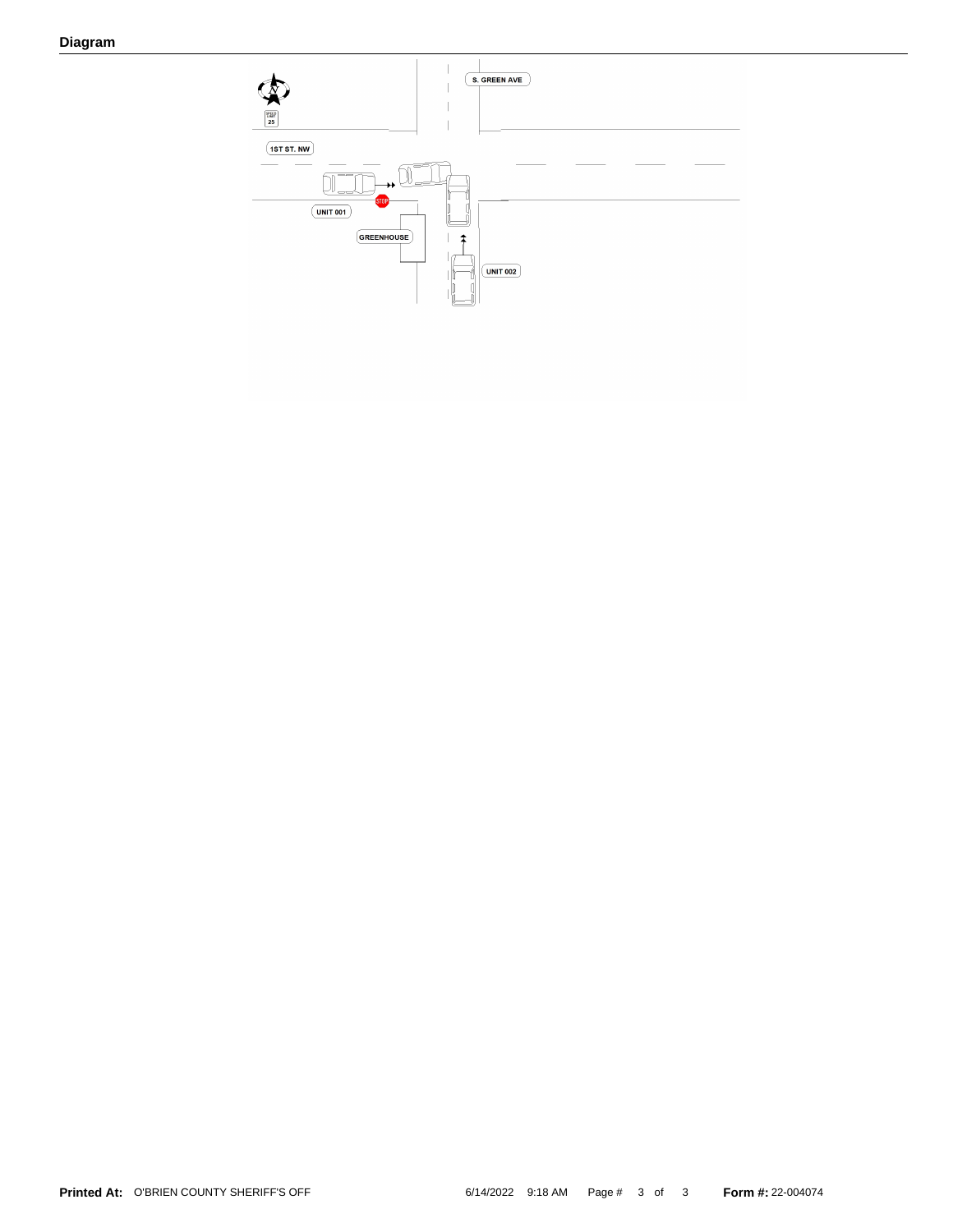## Diagram

S. GREEN AVE

1ST ST. NW

SPEED LIMIT 25

STOP

UNIT 001

GREENHOUSE

UNIT 002